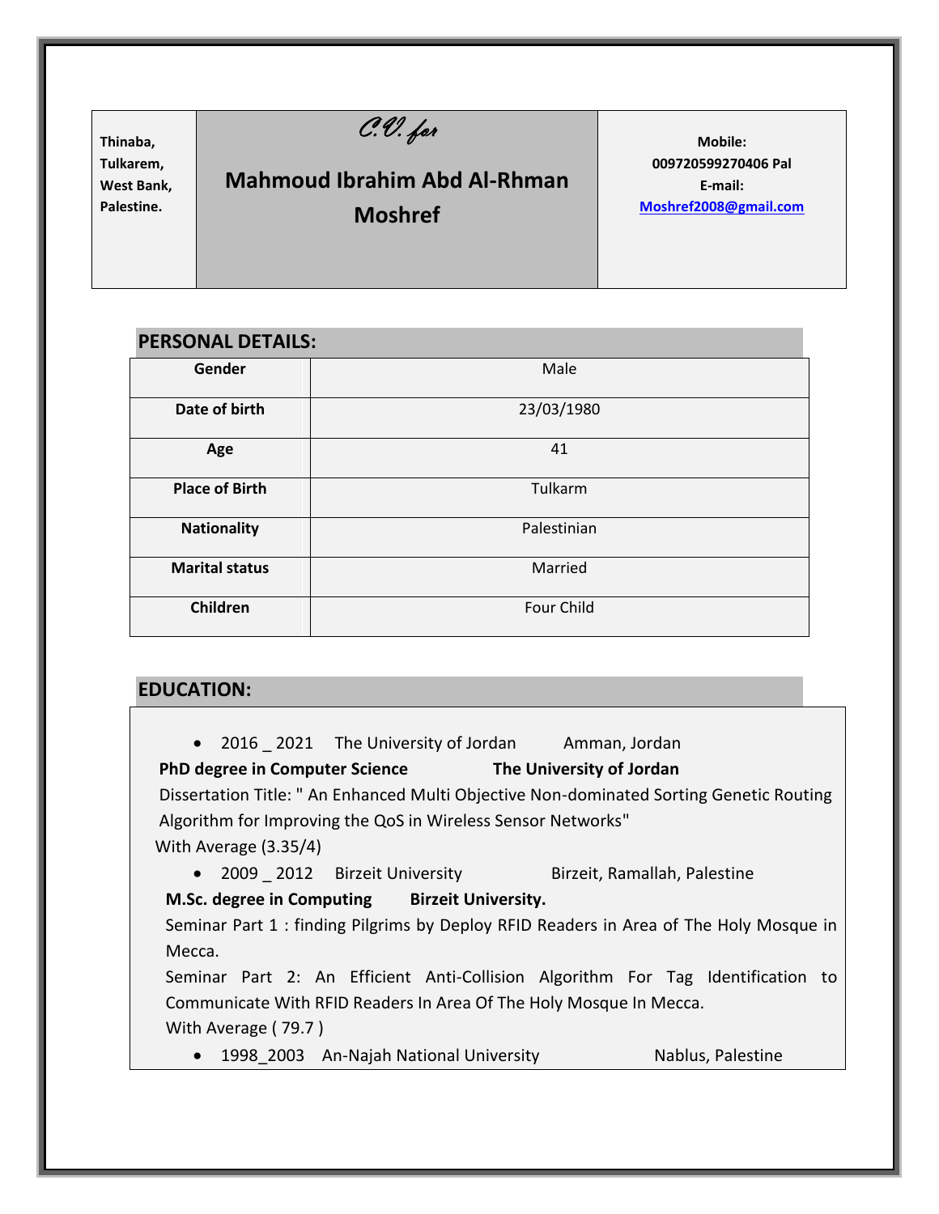| Thinaba, Tulkarem, West Bank, Palestine. | *C.V. for* **Mahmoud Ibrahim Abd Al-Rhman Moshref** | **Mobile:** **009720599270406 Pal** **E-mail:** **Moshref2008@gmail.com** |
|---|---|---|

## PERSONAL DETAILS:

| | |
|---|---|
| **Gender** | Male |
| **Date of birth** | 23/03/1980 |
| **Age** | 41 |
| **Place of Birth** | Tulkarm |
| **Nationality** | Palestinian |
| **Marital status** | Married |
| **Children** | Four Child |

## EDUCATION:

- 2016 _ 2021 The University of Jordan Amman, Jordan

**PhD degree in Computer Science** **The University of Jordan**

Dissertation Title: " An Enhanced Multi Objective Non-dominated Sorting Genetic Routing Algorithm for Improving the QoS in Wireless Sensor Networks"

With Average (3.35/4)

- 2009 _ 2012 Birzeit University Birzeit, Ramallah, Palestine

**M.Sc. degree in Computing** **Birzeit University.**

Seminar Part 1 : finding Pilgrims by Deploy RFID Readers in Area of The Holy Mosque in Mecca.

Seminar Part 2: An Efficient Anti-Collision Algorithm For Tag Identification to Communicate With RFID Readers In Area Of The Holy Mosque In Mecca.

With Average ( 79.7 )

- 1998_2003 An-Najah National University Nablus, Palestine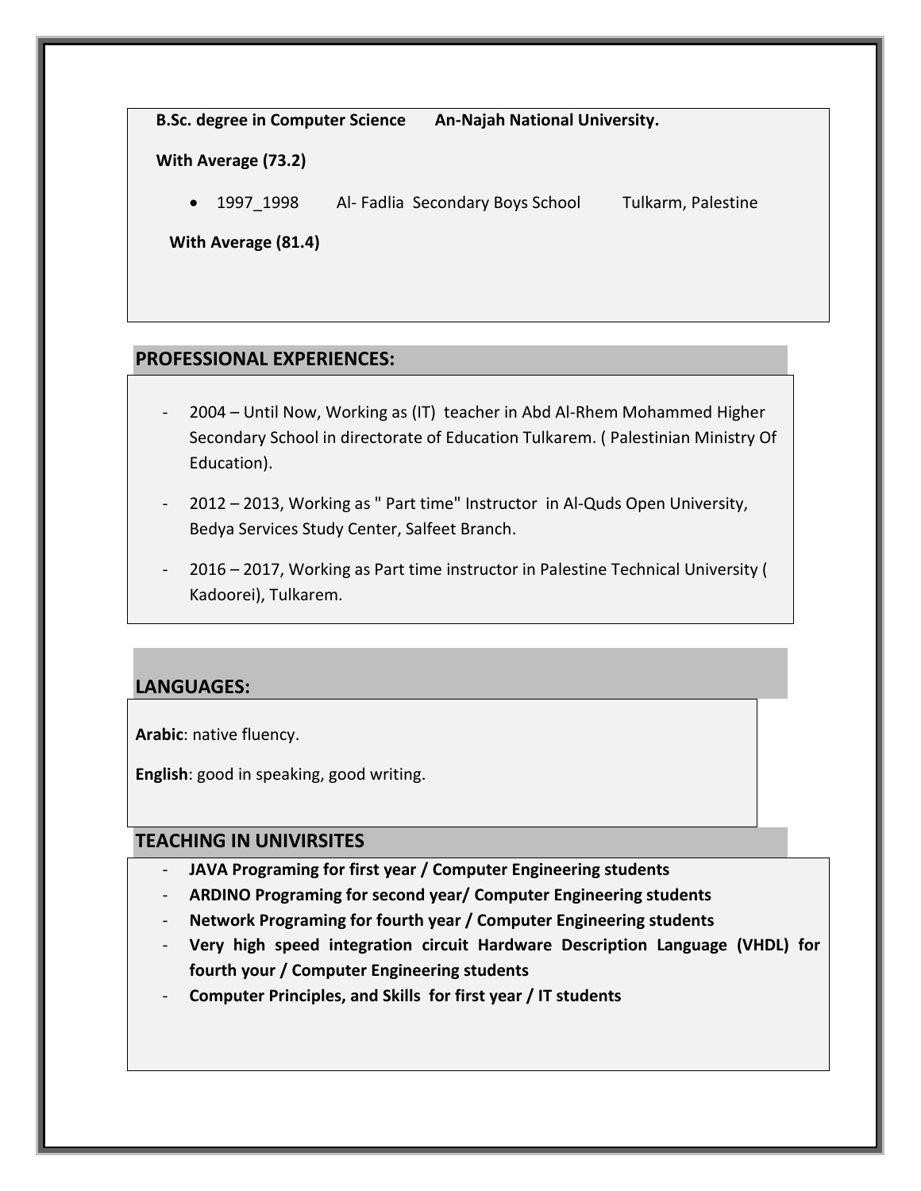**B.Sc. degree in Computer Science An-Najah National University.**

**With Average (73.2)**

- 1997_1998 Al- Fadlia Secondary Boys School Tulkarm, Palestine

**With Average (81.4)**

## PROFESSIONAL EXPERIENCES:

- 2004 – Until Now, Working as (IT) teacher in Abd Al-Rhem Mohammed Higher Secondary School in directorate of Education Tulkarem. ( Palestinian Ministry Of Education).
- 2012 – 2013, Working as " Part time" Instructor in Al-Quds Open University, Bedya Services Study Center, Salfeet Branch.
- 2016 – 2017, Working as Part time instructor in Palestine Technical University ( Kadoorei), Tulkarem.

## LANGUAGES:

**Arabic**: native fluency.

**English**: good in speaking, good writing.

## TEACHING IN UNIVIRSITES

- **JAVA Programing for first year / Computer Engineering students**
- **ARDINO Programing for second year/ Computer Engineering students**
- **Network Programing for fourth year / Computer Engineering students**
- **Very high speed integration circuit Hardware Description Language (VHDL) for fourth your / Computer Engineering students**
- **Computer Principles, and Skills for first year / IT students**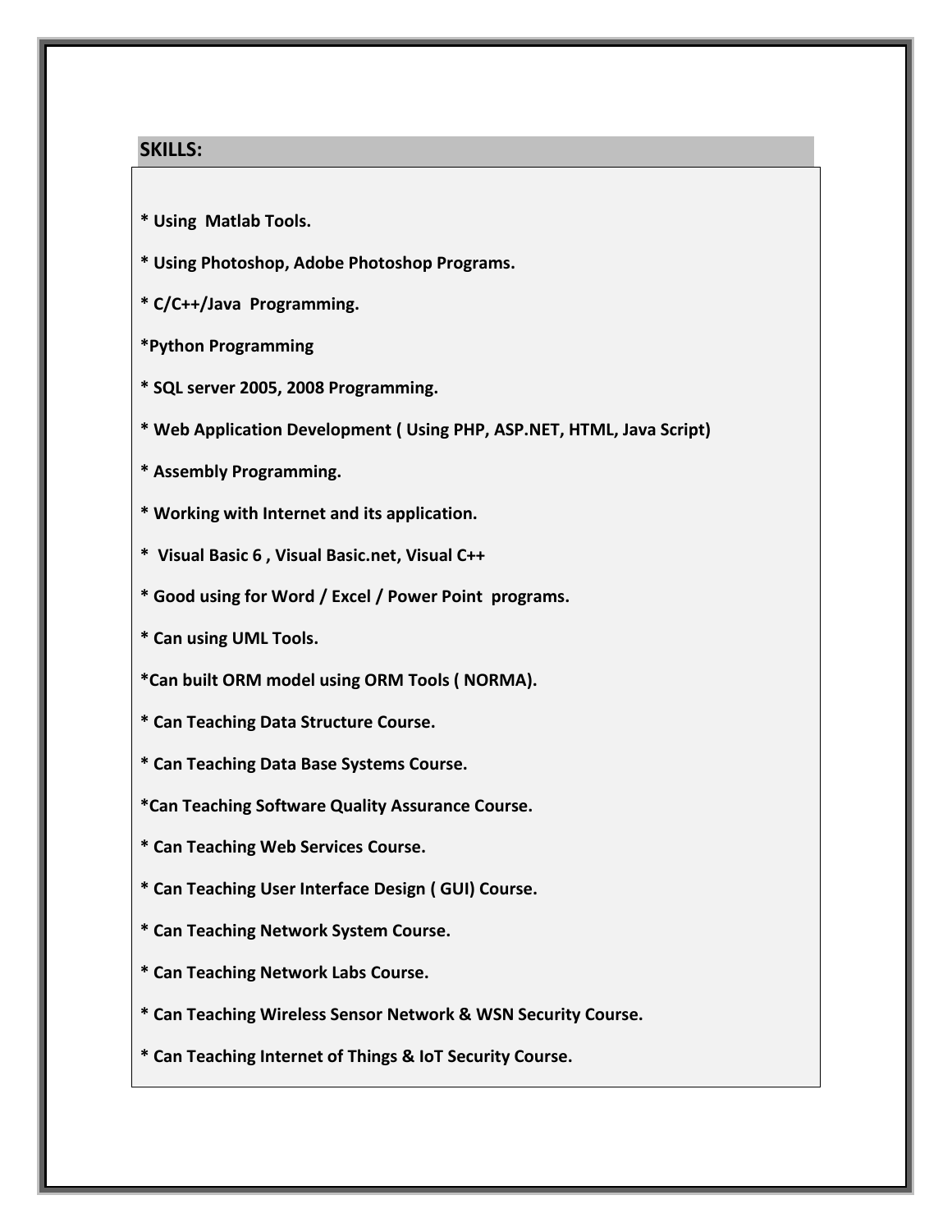## SKILLS:

**\* Using Matlab Tools.**

**\* Using Photoshop, Adobe Photoshop Programs.**

**\* C/C++/Java Programming.**

**\*Python Programming**

**\* SQL server 2005, 2008 Programming.**

**\* Web Application Development ( Using PHP, ASP.NET, HTML, Java Script)**

**\* Assembly Programming.**

**\* Working with Internet and its application.**

**\* Visual Basic 6 , Visual Basic.net, Visual C++**

**\* Good using for Word / Excel / Power Point programs.**

**\* Can using UML Tools.**

**\*Can built ORM model using ORM Tools ( NORMA).**

**\* Can Teaching Data Structure Course.**

**\* Can Teaching Data Base Systems Course.**

**\*Can Teaching Software Quality Assurance Course.**

**\* Can Teaching Web Services Course.**

**\* Can Teaching User Interface Design ( GUI) Course.**

**\* Can Teaching Network System Course.**

**\* Can Teaching Network Labs Course.**

**\* Can Teaching Wireless Sensor Network & WSN Security Course.**

**\* Can Teaching Internet of Things & IoT Security Course.**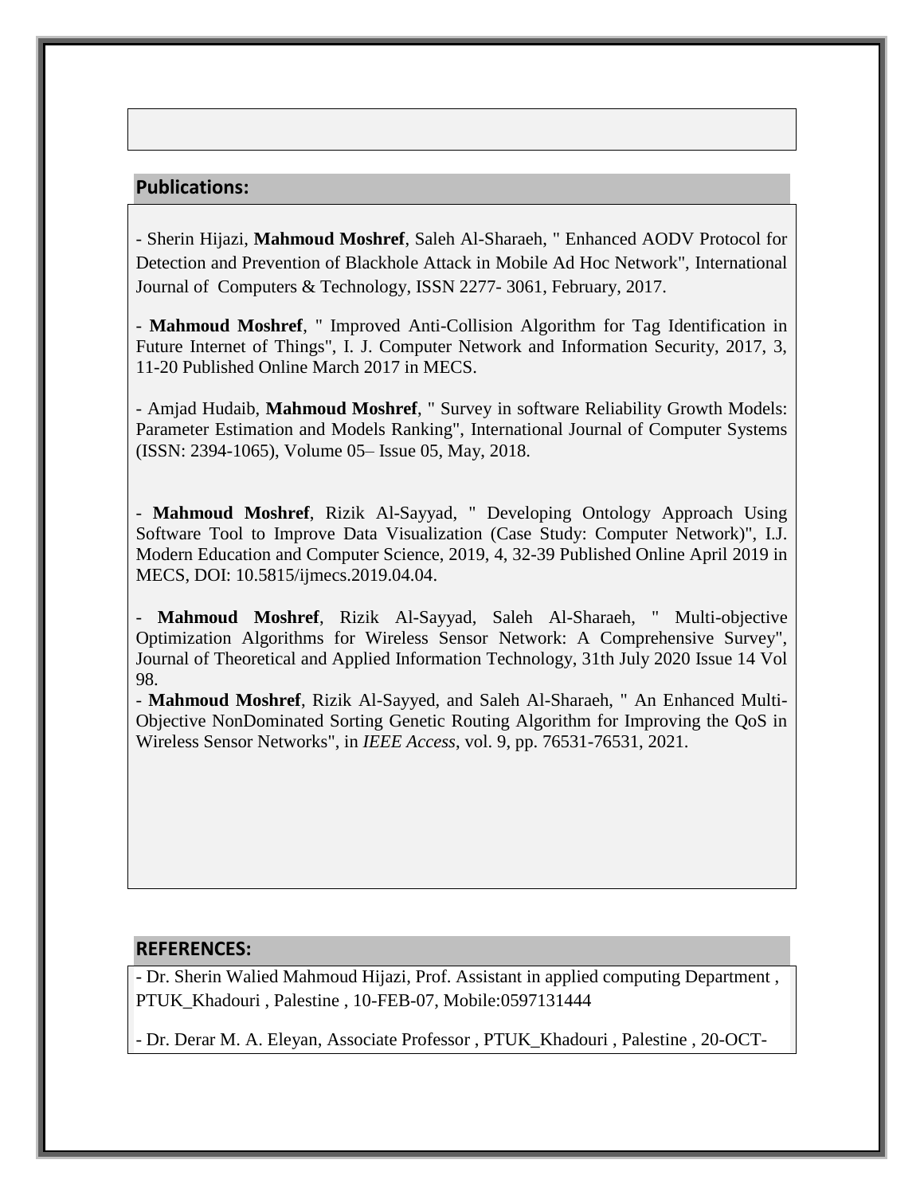## Publications:

- Sherin Hijazi, **Mahmoud Moshref**, Saleh Al-Sharaeh, " Enhanced AODV Protocol for Detection and Prevention of Blackhole Attack in Mobile Ad Hoc Network", International Journal of Computers & Technology, ISSN 2277- 3061, February, 2017.

- **Mahmoud Moshref**, " Improved Anti-Collision Algorithm for Tag Identification in Future Internet of Things", I. J. Computer Network and Information Security, 2017, 3, 11-20 Published Online March 2017 in MECS.

- Amjad Hudaib, **Mahmoud Moshref**, " Survey in software Reliability Growth Models: Parameter Estimation and Models Ranking", International Journal of Computer Systems (ISSN: 2394-1065), Volume 05– Issue 05, May, 2018.

- **Mahmoud Moshref**, Rizik Al-Sayyad, " Developing Ontology Approach Using Software Tool to Improve Data Visualization (Case Study: Computer Network)", I.J. Modern Education and Computer Science, 2019, 4, 32-39 Published Online April 2019 in MECS, DOI: 10.5815/ijmecs.2019.04.04.

- **Mahmoud Moshref**, Rizik Al-Sayyad, Saleh Al-Sharaeh, " Multi-objective Optimization Algorithms for Wireless Sensor Network: A Comprehensive Survey", Journal of Theoretical and Applied Information Technology, 31th July 2020 Issue 14 Vol 98.

- **Mahmoud Moshref**, Rizik Al-Sayyed, and Saleh Al-Sharaeh, " An Enhanced Multi-Objective NonDominated Sorting Genetic Routing Algorithm for Improving the QoS in Wireless Sensor Networks", in *IEEE Access*, vol. 9, pp. 76531-76531, 2021.

## REFERENCES:

- Dr. Sherin Walied Mahmoud Hijazi, Prof. Assistant in applied computing Department , PTUK_Khadouri , Palestine , 10-FEB-07, Mobile:0597131444

- Dr. Derar M. A. Eleyan, Associate Professor , PTUK_Khadouri , Palestine , 20-OCT-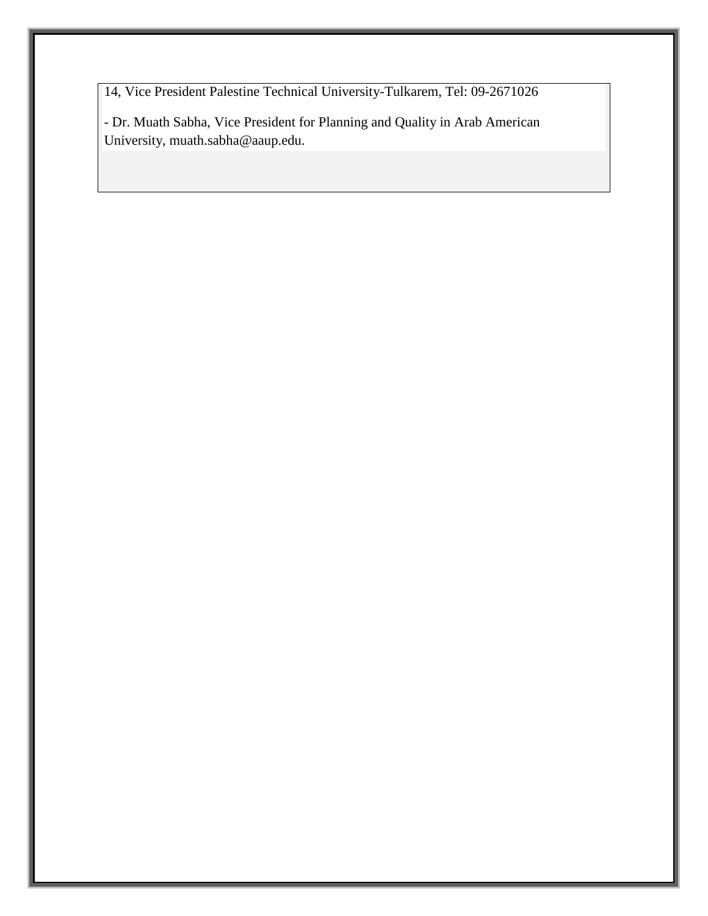14, Vice President Palestine Technical University-Tulkarem, Tel: 09-2671026

- Dr. Muath Sabha, Vice President for Planning and Quality in Arab American University, muath.sabha@aaup.edu.